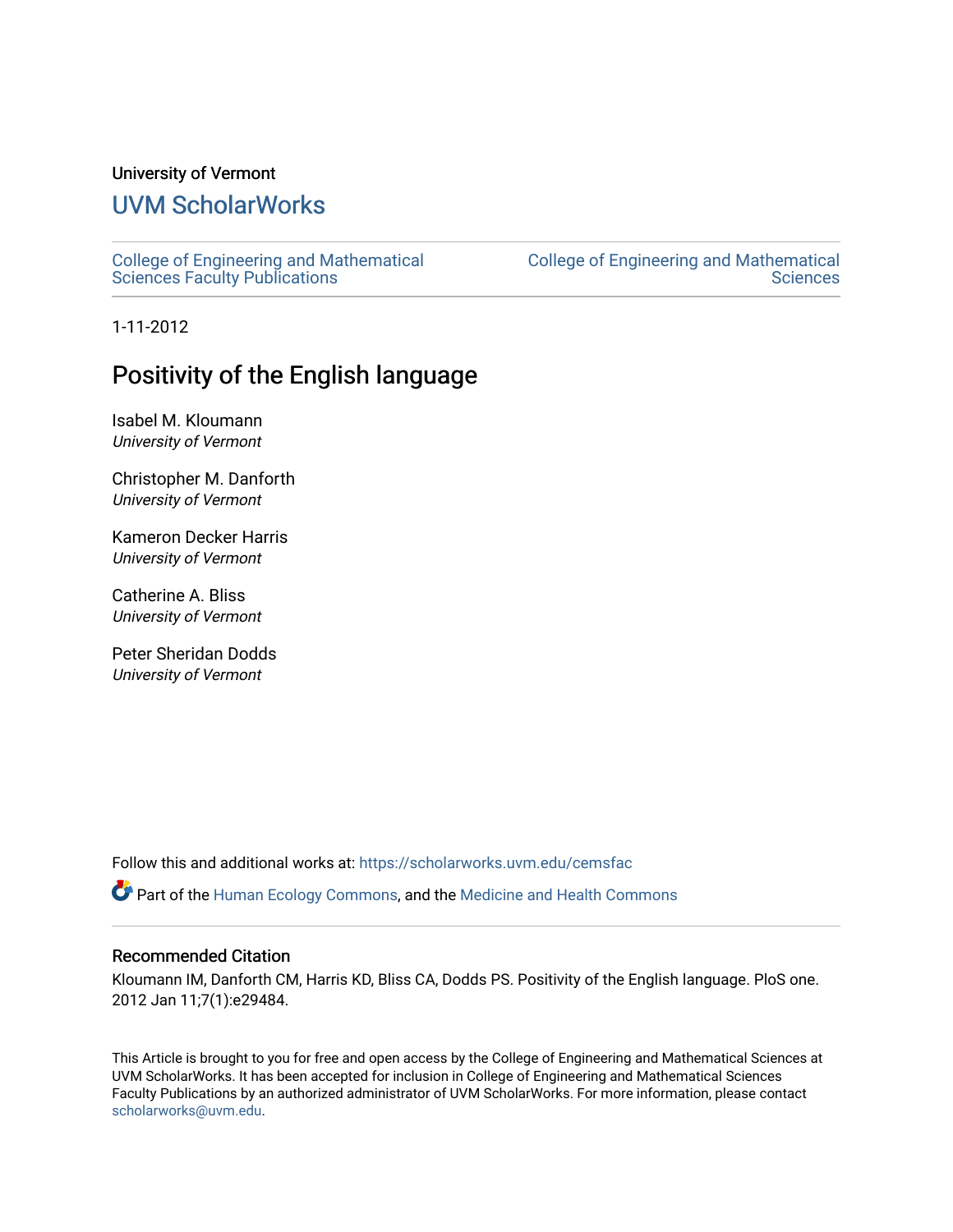University of Vermont

# UVM ScholarWorks

College of Engineering and Mathematical Sciences Faculty Publications

College of Engineering and Mathematical Sciences

1-11-2012

## Positivity of the English language

Isabel M. Kloumann
*University of Vermont*

Christopher M. Danforth
*University of Vermont*

Kameron Decker Harris
*University of Vermont*

Catherine A. Bliss
*University of Vermont*

Peter Sheridan Dodds
*University of Vermont*

Follow this and additional works at: https://scholarworks.uvm.edu/cemsfac

Part of the Human Ecology Commons, and the Medicine and Health Commons

### Recommended Citation

Kloumann IM, Danforth CM, Harris KD, Bliss CA, Dodds PS. Positivity of the English language. PloS one. 2012 Jan 11;7(1):e29484.

This Article is brought to you for free and open access by the College of Engineering and Mathematical Sciences at UVM ScholarWorks. It has been accepted for inclusion in College of Engineering and Mathematical Sciences Faculty Publications by an authorized administrator of UVM ScholarWorks. For more information, please contact scholarworks@uvm.edu.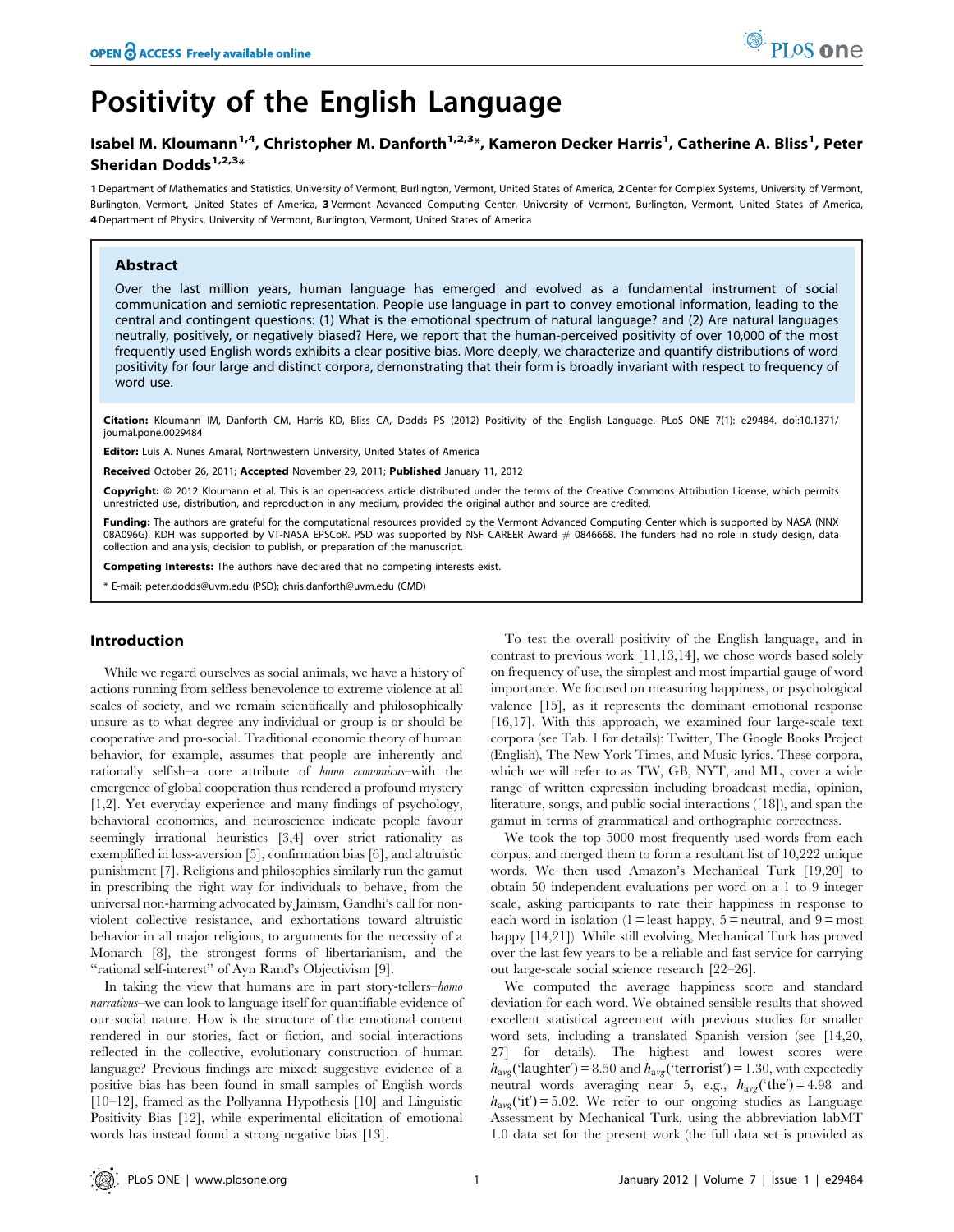# Positivity of the English Language

**Isabel M. Kloumann[1,4], Christopher M. Danforth[1,2,3]*, Kameron Decker Harris[1], Catherine A. Bliss[1], Peter Sheridan Dodds[1,2,3]***

**1** Department of Mathematics and Statistics, University of Vermont, Burlington, Vermont, United States of America, **2** Center for Complex Systems, University of Vermont, Burlington, Vermont, United States of America, **3** Vermont Advanced Computing Center, University of Vermont, Burlington, Vermont, United States of America, **4** Department of Physics, University of Vermont, Burlington, Vermont, United States of America

## Abstract

Over the last million years, human language has emerged and evolved as a fundamental instrument of social communication and semiotic representation. People use language in part to convey emotional information, leading to the central and contingent questions: (1) What is the emotional spectrum of natural language? and (2) Are natural languages neutrally, positively, or negatively biased? Here, we report that the human-perceived positivity of over 10,000 of the most frequently used English words exhibits a clear positive bias. More deeply, we characterize and quantify distributions of word positivity for four large and distinct corpora, demonstrating that their form is broadly invariant with respect to frequency of word use.

**Citation:** Kloumann IM, Danforth CM, Harris KD, Bliss CA, Dodds PS (2012) Positivity of the English Language. PLoS ONE 7(1): e29484. doi:10.1371/journal.pone.0029484

**Editor:** Luís A. Nunes Amaral, Northwestern University, United States of America

**Received** October 26, 2011; **Accepted** November 29, 2011; **Published** January 11, 2012

**Copyright:** © 2012 Kloumann et al. This is an open-access article distributed under the terms of the Creative Commons Attribution License, which permits unrestricted use, distribution, and reproduction in any medium, provided the original author and source are credited.

**Funding:** The authors are grateful for the computational resources provided by the Vermont Advanced Computing Center which is supported by NASA (NNX 08A096G). KDH was supported by VT-NASA EPSCoR. PSD was supported by NSF CAREER Award # 0846668. The funders had no role in study design, data collection and analysis, decision to publish, or preparation of the manuscript.

**Competing Interests:** The authors have declared that no competing interests exist.

* E-mail: peter.dodds@uvm.edu (PSD); chris.danforth@uvm.edu (CMD)

## Introduction

While we regard ourselves as social animals, we have a history of actions running from selfless benevolence to extreme violence at all scales of society, and we remain scientifically and philosophically unsure as to what degree any individual or group is or should be cooperative and pro-social. Traditional economic theory of human behavior, for example, assumes that people are inherently and rationally selfish–a core attribute of *homo economicus*–with the emergence of global cooperation thus rendered a profound mystery [1,2]. Yet everyday experience and many findings of psychology, behavioral economics, and neuroscience indicate people favour seemingly irrational heuristics [3,4] over strict rationality as exemplified in loss-aversion [5], confirmation bias [6], and altruistic punishment [7]. Religions and philosophies similarly run the gamut in prescribing the right way for individuals to behave, from the universal non-harming advocated by Jainism, Gandhi's call for non-violent collective resistance, and exhortations toward altruistic behavior in all major religions, to arguments for the necessity of a Monarch [8], the strongest forms of libertarianism, and the "rational self-interest" of Ayn Rand's Objectivism [9].

In taking the view that humans are in part story-tellers–*homo narrativus*–we can look to language itself for quantifiable evidence of our social nature. How is the structure of the emotional content rendered in our stories, fact or fiction, and social interactions reflected in the collective, evolutionary construction of human language? Previous findings are mixed: suggestive evidence of a positive bias has been found in small samples of English words [10–12], framed as the Pollyanna Hypothesis [10] and Linguistic Positivity Bias [12], while experimental elicitation of emotional words has instead found a strong negative bias [13].

To test the overall positivity of the English language, and in contrast to previous work [11,13,14], we chose words based solely on frequency of use, the simplest and most impartial gauge of word importance. We focused on measuring happiness, or psychological valence [15], as it represents the dominant emotional response [16,17]. With this approach, we examined four large-scale text corpora (see Tab. 1 for details): Twitter, The Google Books Project (English), The New York Times, and Music lyrics. These corpora, which we will refer to as TW, GB, NYT, and ML, cover a wide range of written expression including broadcast media, opinion, literature, songs, and public social interactions ([18]), and span the gamut in terms of grammatical and orthographic correctness.

We took the top 5000 most frequently used words from each corpus, and merged them to form a resultant list of 10,222 unique words. We then used Amazon's Mechanical Turk [19,20] to obtain 50 independent evaluations per word on a 1 to 9 integer scale, asking participants to rate their happiness in response to each word in isolation (1 = least happy, 5 = neutral, and 9 = most happy [14,21]). While still evolving, Mechanical Turk has proved over the last few years to be a reliable and fast service for carrying out large-scale social science research [22–26].

We computed the average happiness score and standard deviation for each word. We obtained sensible results that showed excellent statistical agreement with previous studies for smaller word sets, including a translated Spanish version (see [14,20, 27] for details). The highest and lowest scores were $h_{avg}$('laughter') = 8.50 and $h_{avg}$('terrorist') = 1.30, with expectedly neutral words averaging near 5, e.g., $h_{avg}$('the') = 4.98 and $h_{avg}$('it') = 5.02. We refer to our ongoing studies as Language Assessment by Mechanical Turk, using the abbreviation labMT 1.0 data set for the present work (the full data set is provided as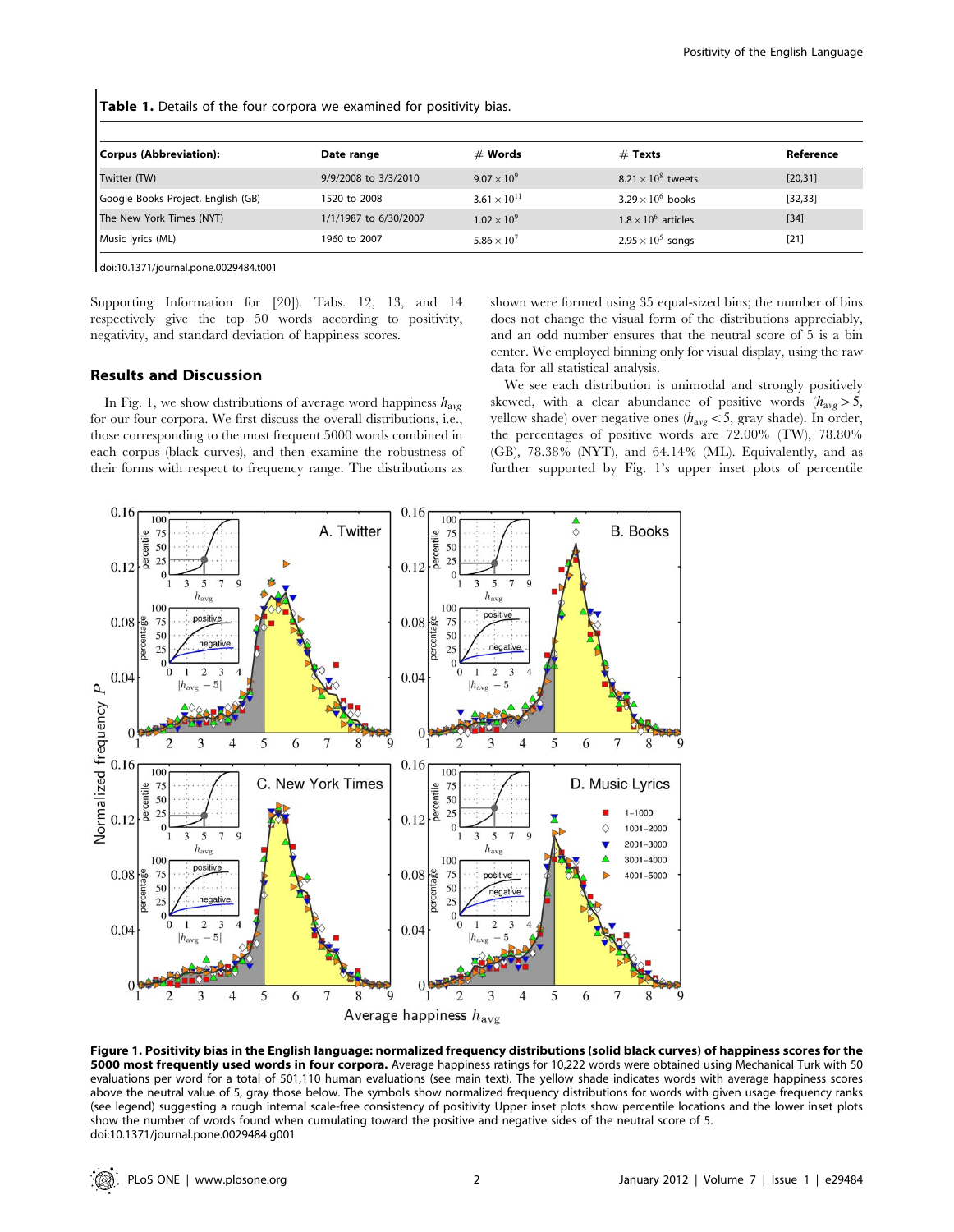**Table 1.** Details of the four corpora we examined for positivity bias.

| Corpus (Abbreviation): | Date range | # Words | # Texts | Reference |
|---|---|---|---|---|
| Twitter (TW) | 9/9/2008 to 3/3/2010 | $9.07 \times 10^{9}$ | $8.21 \times 10^{8}$ tweets | [20,31] |
| Google Books Project, English (GB) | 1520 to 2008 | $3.61 \times 10^{11}$ | $3.29 \times 10^{6}$ books | [32,33] |
| The New York Times (NYT) | 1/1/1987 to 6/30/2007 | $1.02 \times 10^{9}$ | $1.8 \times 10^{6}$ articles | [34] |
| Music lyrics (ML) | 1960 to 2007 | $5.86 \times 10^{7}$ | $2.95 \times 10^{5}$ songs | [21] |

doi:10.1371/journal.pone.0029484.t001

Supporting Information for [20]). Tabs. 12, 13, and 14 respectively give the top 50 words according to positivity, negativity, and standard deviation of happiness scores.

## Results and Discussion

In Fig. 1, we show distributions of average word happiness $h_{avg}$ for our four corpora. We first discuss the overall distributions, i.e., those corresponding to the most frequent 5000 words combined in each corpus (black curves), and then examine the robustness of their forms with respect to frequency range. The distributions as shown were formed using 35 equal-sized bins; the number of bins does not change the visual form of the distributions appreciably, and an odd number ensures that the neutral score of 5 is a bin center. We employed binning only for visual display, using the raw data for all statistical analysis.

We see each distribution is unimodal and strongly positively skewed, with a clear abundance of positive words ($h_{avg} > 5$, yellow shade) over negative ones ($h_{avg} < 5$, gray shade). In order, the percentages of positive words are 72.00% (TW), 78.80% (GB), 78.38% (NYT), and 64.14% (ML). Equivalently, and as further supported by Fig. 1's upper inset plots of percentile

**Figure 1. Positivity bias in the English language: normalized frequency distributions (solid black curves) of happiness scores for the 5000 most frequently used words in four corpora.** Average happiness ratings for 10,222 words were obtained using Mechanical Turk with 50 evaluations per word for a total of 501,110 human evaluations (see main text). The yellow shade indicates words with average happiness scores above the neutral value of 5, gray those below. The symbols show normalized frequency distributions for words with given usage frequency ranks (see legend) suggesting a rough internal scale-free consistency of positivity Upper inset plots show percentile locations and the lower inset plots show the number of words found when cumulating toward the positive and negative sides of the neutral score of 5.
doi:10.1371/journal.pone.0029484.g001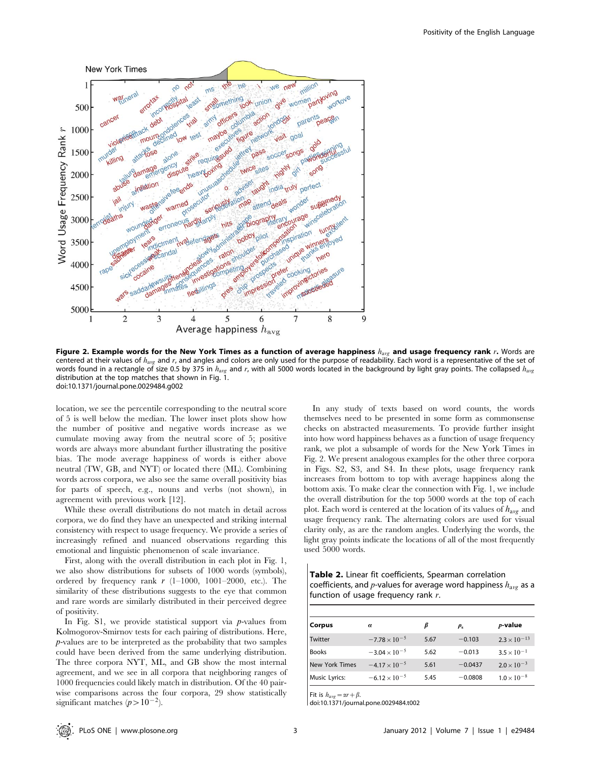**Figure 2. Example words for the New York Times as a function of average happiness $h_{avg}$ and usage frequency rank $r$.** Words are centered at their values of $h_{avg}$ and $r$, and angles and colors are only used for the purpose of readability. Each word is a representative of the set of words found in a rectangle of size 0.5 by 375 in $h_{avg}$ and $r$, with all 5000 words located in the background by light gray points. The collapsed $h_{avg}$ distribution at the top matches that shown in Fig. 1.
doi:10.1371/journal.pone.0029484.g002

location, we see the percentile corresponding to the neutral score of 5 is well below the median. The lower inset plots show how the number of positive and negative words increase as we cumulate moving away from the neutral score of 5; positive words are always more abundant further illustrating the positive bias. The mode average happiness of words is either above neutral (TW, GB, and NYT) or located there (ML). Combining words across corpora, we also see the same overall positivity bias for parts of speech, e.g., nouns and verbs (not shown), in agreement with previous work [12].

While these overall distributions do not match in detail across corpora, we do find they have an unexpected and striking internal consistency with respect to usage frequency. We provide a series of increasingly refined and nuanced observations regarding this emotional and linguistic phenomenon of scale invariance.

First, along with the overall distribution in each plot in Fig. 1, we also show distributions for subsets of 1000 words (symbols), ordered by frequency rank $r$ (1–1000, 1001–2000, etc.). The similarity of these distributions suggests to the eye that common and rare words are similarly distributed in their perceived degree of positivity.

In Fig. S1, we provide statistical support via $p$-values from Kolmogorov-Smirnov tests for each pairing of distributions. Here, $p$-values are to be interpreted as the probability that two samples could have been derived from the same underlying distribution. The three corpora NYT, ML, and GB show the most internal agreement, and we see in all corpora that neighboring ranges of 1000 frequencies could likely match in distribution. Of the 40 pairwise comparisons across the four corpora, 29 show statistically significant matches ($p > 10^{-2}$).

In any study of texts based on word counts, the words themselves need to be presented in some form as commonsense checks on abstracted measurements. To provide further insight into how word happiness behaves as a function of usage frequency rank, we plot a subsample of words for the New York Times in Fig. 2. We present analogous examples for the other three corpora in Figs. S2, S3, and S4. In these plots, usage frequency rank increases from bottom to top with average happiness along the bottom axis. To make clear the connection with Fig. 1, we include the overall distribution for the top 5000 words at the top of each plot. Each word is centered at the location of its values of $h_{avg}$ and usage frequency rank. The alternating colors are used for visual clarity only, as are the random angles. Underlying the words, the light gray points indicate the locations of all of the most frequently used 5000 words.

**Table 2.** Linear fit coefficients, Spearman correlation coefficients, and $p$-values for average word happiness $h_{avg}$ as a function of usage frequency rank $r$.

| Corpus | $\alpha$ | $\beta$ | $\rho_s$ | $p$-value |
|---|---|---|---|---|
| Twitter | $-7.78\times10^{-5}$ | 5.67 | $-0.103$ | $2.3\times10^{-13}$ |
| Books | $-3.04\times10^{-5}$ | 5.62 | $-0.013$ | $3.5\times10^{-1}$ |
| New York Times | $-4.17\times10^{-5}$ | 5.61 | $-0.0437$ | $2.0\times10^{-3}$ |
| Music Lyrics: | $-6.12\times10^{-5}$ | 5.45 | $-0.0808$ | $1.0\times10^{-8}$ |

Fit is $h_{avg} = \alpha r + \beta$.
doi:10.1371/journal.pone.0029484.t002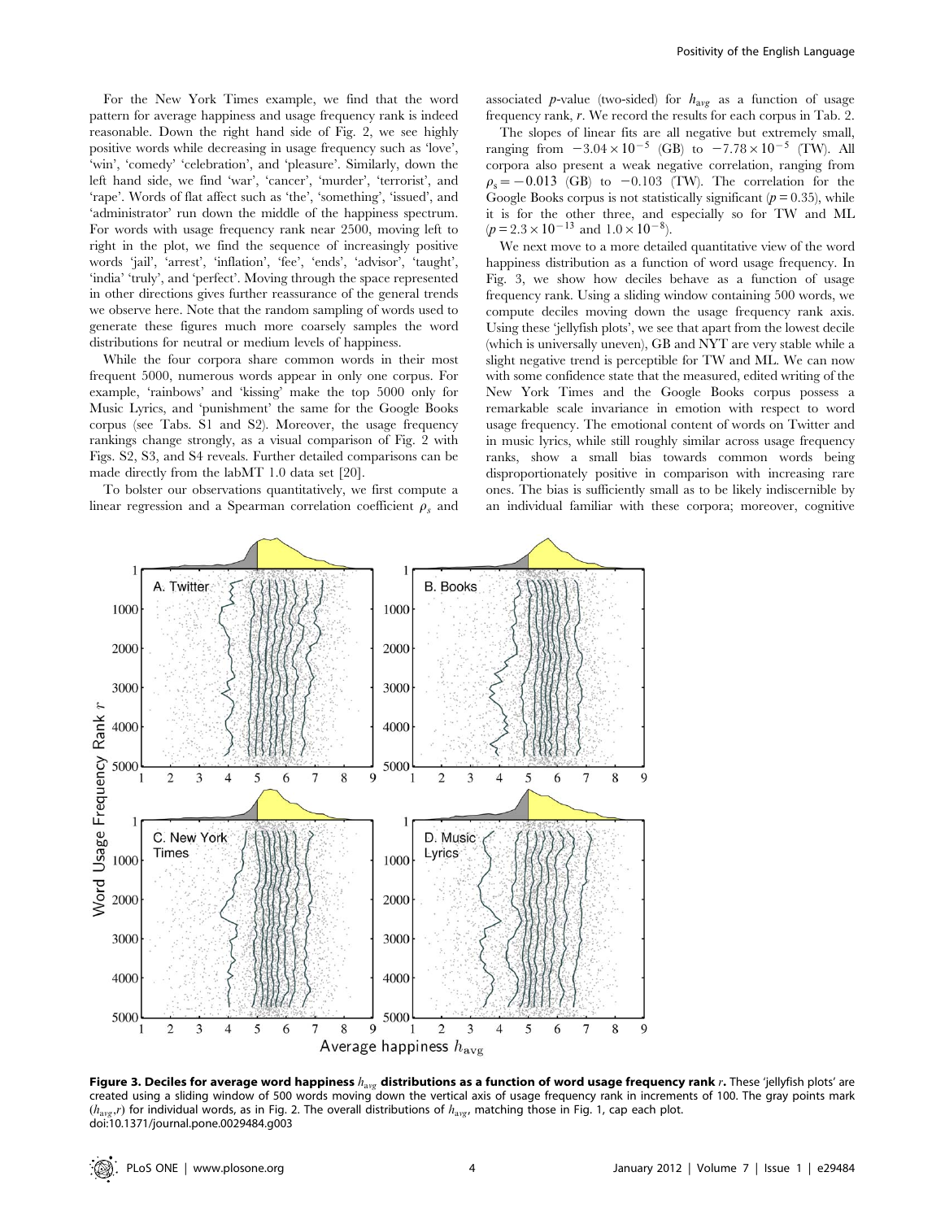For the New York Times example, we find that the word pattern for average happiness and usage frequency rank is indeed reasonable. Down the right hand side of Fig. 2, we see highly positive words while decreasing in usage frequency such as 'love', 'win', 'comedy' 'celebration', and 'pleasure'. Similarly, down the left hand side, we find 'war', 'cancer', 'murder', 'terrorist', and 'rape'. Words of flat affect such as 'the', 'something', 'issued', and 'administrator' run down the middle of the happiness spectrum. For words with usage frequency rank near 2500, moving left to right in the plot, we find the sequence of increasingly positive words 'jail', 'arrest', 'inflation', 'fee', 'ends', 'advisor', 'taught', 'india' 'truly', and 'perfect'. Moving through the space represented in other directions gives further reassurance of the general trends we observe here. Note that the random sampling of words used to generate these figures much more coarsely samples the word distributions for neutral or medium levels of happiness.

While the four corpora share common words in their most frequent 5000, numerous words appear in only one corpus. For example, 'rainbows' and 'kissing' make the top 5000 only for Music Lyrics, and 'punishment' the same for the Google Books corpus (see Tabs. S1 and S2). Moreover, the usage frequency rankings change strongly, as a visual comparison of Fig. 2 with Figs. S2, S3, and S4 reveals. Further detailed comparisons can be made directly from the labMT 1.0 data set [20].

To bolster our observations quantitatively, we first compute a linear regression and a Spearman correlation coefficient $\rho_s$ and associated $p$-value (two-sided) for $h_{avg}$ as a function of usage frequency rank, $r$. We record the results for each corpus in Tab. 2.

The slopes of linear fits are all negative but extremely small, ranging from $-3.04 \times 10^{-5}$ (GB) to $-7.78 \times 10^{-5}$ (TW). All corpora also present a weak negative correlation, ranging from $\rho_s = -0.013$ (GB) to $-0.103$ (TW). The correlation for the Google Books corpus is not statistically significant ($p = 0.35$), while it is for the other three, and especially so for TW and ML ($p = 2.3 \times 10^{-13}$ and $1.0 \times 10^{-8}$).

We next move to a more detailed quantitative view of the word happiness distribution as a function of word usage frequency. In Fig. 3, we show how deciles behave as a function of usage frequency rank. Using a sliding window containing 500 words, we compute deciles moving down the usage frequency rank axis. Using these 'jellyfish plots', we see that apart from the lowest decile (which is universally uneven), GB and NYT are very stable while a slight negative trend is perceptible for TW and ML. We can now with some confidence state that the measured, edited writing of the New York Times and the Google Books corpus possess a remarkable scale invariance in emotion with respect to word usage frequency. The emotional content of words on Twitter and in music lyrics, while still roughly similar across usage frequency ranks, show a small bias towards common words being disproportionately positive in comparison with increasing rare ones. The bias is sufficiently small as to be likely indiscernible by an individual familiar with these corpora; moreover, cognitive

**Figure 3. Deciles for average word happiness $h_{avg}$ distributions as a function of word usage frequency rank $r$.** These 'jellyfish plots' are created using a sliding window of 500 words moving down the vertical axis of usage frequency rank in increments of 100. The gray points mark $(h_{avg}, r)$ for individual words, as in Fig. 2. The overall distributions of $h_{avg}$, matching those in Fig. 1, cap each plot.
doi:10.1371/journal.pone.0029484.g003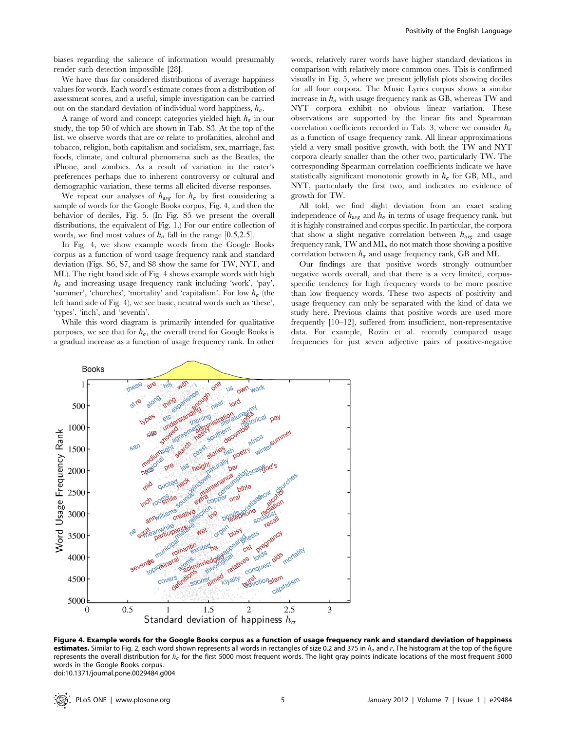biases regarding the salience of information would presumably render such detection impossible [28].

We have thus far considered distributions of average happiness values for words. Each word's estimate comes from a distribution of assessment scores, and a useful, simple investigation can be carried out on the standard deviation of individual word happiness, $h_{\sigma}$.

A range of word and concept categories yielded high $h_{\sigma}$ in our study, the top 50 of which are shown in Tab. S3. At the top of the list, we observe words that are or relate to profanities, alcohol and tobacco, religion, both capitalism and socialism, sex, marriage, fast foods, climate, and cultural phenomena such as the Beatles, the iPhone, and zombies. As a result of variation in the rater's preferences perhaps due to inherent controversy or cultural and demographic variation, these terms all elicited diverse responses.

We repeat our analyses of $h_{avg}$ for $h_{\sigma}$ by first considering a sample of words for the Google Books corpus, Fig. 4, and then the behavior of deciles, Fig. 5. (In Fig. S5 we present the overall distributions, the equivalent of Fig. 1.) For our entire collection of words, we find most values of $h_{\sigma}$ fall in the range [0.5,2.5].

In Fig. 4, we show example words from the Google Books corpus as a function of word usage frequency rank and standard deviation (Figs. S6, S7, and S8 show the same for TW, NYT, and ML). The right hand side of Fig. 4 shows example words with high $h_{\sigma}$ and increasing usage frequency rank including 'work', 'pay', 'summer', 'churches', 'mortality' and 'capitalism'. For low $h_{\sigma}$ (the left hand side of Fig. 4), we see basic, neutral words such as 'these', 'types', 'inch', and 'seventh'.

While this word diagram is primarily intended for qualitative purposes, we see that for $h_{\sigma}$, the overall trend for Google Books is a gradual increase as a function of usage frequency rank. In other words, relatively rarer words have higher standard deviations in comparison with relatively more common ones. This is confirmed visually in Fig. 5, where we present jellyfish plots showing deciles for all four corpora. The Music Lyrics corpus shows a similar increase in $h_{\sigma}$ with usage frequency rank as GB, whereas TW and NYT corpora exhibit no obvious linear variation. These observations are supported by the linear fits and Spearman correlation coefficients recorded in Tab. 3, where we consider $h_{\sigma}$ as a function of usage frequency rank. All linear approximations yield a very small positive growth, with both the TW and NYT corpora clearly smaller than the other two, particularly TW. The corresponding Spearman correlation coefficients indicate we have statistically significant monotonic growth in $h_{\sigma}$ for GB, ML, and NYT, particularly the first two, and indicates no evidence of growth for TW.

All told, we find slight deviation from an exact scaling independence of $h_{avg}$ and $h_{\sigma}$ in terms of usage frequency rank, but it is highly constrained and corpus specific. In particular, the corpora that show a slight negative correlation between $h_{avg}$ and usage frequency rank, TW and ML, do not match those showing a positive correlation between $h_{\sigma}$ and usage frequency rank, GB and ML.

Our findings are that positive words strongly outnumber negative words overall, and that there is a very limited, corpus-specific tendency for high frequency words to be more positive than low frequency words. These two aspects of positivity and usage frequency can only be separated with the kind of data we study here. Previous claims that positive words are used more frequently [10–12], suffered from insufficient, non-representative data. For example, Rozin et al. recently compared usage frequencies for just seven adjective pairs of positive-negative

**Figure 4. Example words for the Google Books corpus as a function of usage frequency rank and standard deviation of happiness estimates.** Similar to Fig. 2, each word shown represents all words in rectangles of size 0.2 and 375 in $h_{\sigma}$ and $r$. The histogram at the top of the figure represents the overall distribution for $h_{\sigma}$ for the first 5000 most frequent words. The light gray points indicate locations of the most frequent 5000 words in the Google Books corpus.
doi:10.1371/journal.pone.0029484.g004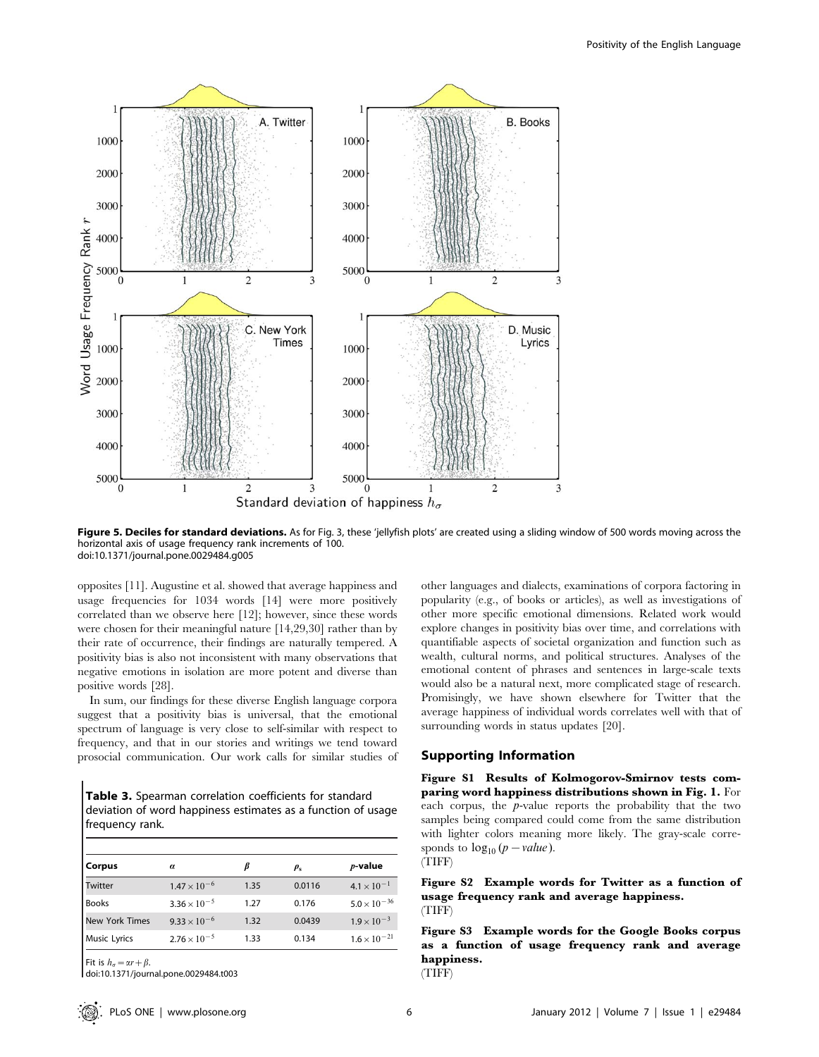Figure 5. Deciles for standard deviations. As for Fig. 3, these 'jellyfish plots' are created using a sliding window of 500 words moving across the horizontal axis of usage frequency rank increments of 100.
doi:10.1371/journal.pone.0029484.g005

opposites [11]. Augustine et al. showed that average happiness and usage frequencies for 1034 words [14] were more positively correlated than we observe here [12]; however, since these words were chosen for their meaningful nature [14,29,30] rather than by their rate of occurrence, their findings are naturally tempered. A positivity bias is also not inconsistent with many observations that negative emotions in isolation are more potent and diverse than positive words [28].

In sum, our findings for these diverse English language corpora suggest that a positivity bias is universal, that the emotional spectrum of language is very close to self-similar with respect to frequency, and that in our stories and writings we tend toward prosocial communication. Our work calls for similar studies of other languages and dialects, examinations of corpora factoring in popularity (e.g., of books or articles), as well as investigations of other more specific emotional dimensions. Related work would explore changes in positivity bias over time, and correlations with quantifiable aspects of societal organization and function such as wealth, cultural norms, and political structures. Analyses of the emotional content of phrases and sentences in large-scale texts would also be a natural next, more complicated stage of research. Promisingly, we have shown elsewhere for Twitter that the average happiness of individual words correlates well with that of surrounding words in status updates [20].

**Table 3.** Spearman correlation coefficients for standard deviation of word happiness estimates as a function of usage frequency rank.

| Corpus | $\alpha$ | $\beta$ | $\rho_s$ | $p$-value |
|---|---|---|---|---|
| Twitter | $1.47 \times 10^{-6}$ | 1.35 | 0.0116 | $4.1 \times 10^{-1}$ |
| Books | $3.36 \times 10^{-5}$ | 1.27 | 0.176 | $5.0 \times 10^{-36}$ |
| New York Times | $9.33 \times 10^{-6}$ | 1.32 | 0.0439 | $1.9 \times 10^{-3}$ |
| Music Lyrics | $2.76 \times 10^{-5}$ | 1.33 | 0.134 | $1.6 \times 10^{-21}$ |

Fit is $h_\sigma = \alpha r + \beta$.
doi:10.1371/journal.pone.0029484.t003

## Supporting Information

**Figure S1 Results of Kolmogorov-Smirnov tests comparing word happiness distributions shown in Fig. 1.** For each corpus, the $p$-value reports the probability that the two samples being compared could come from the same distribution with lighter colors meaning more likely. The gray-scale corresponds to $\log_{10}(p - value)$.
(TIFF)

**Figure S2 Example words for Twitter as a function of usage frequency rank and average happiness.**
(TIFF)

**Figure S3 Example words for the Google Books corpus as a function of usage frequency rank and average happiness.**
(TIFF)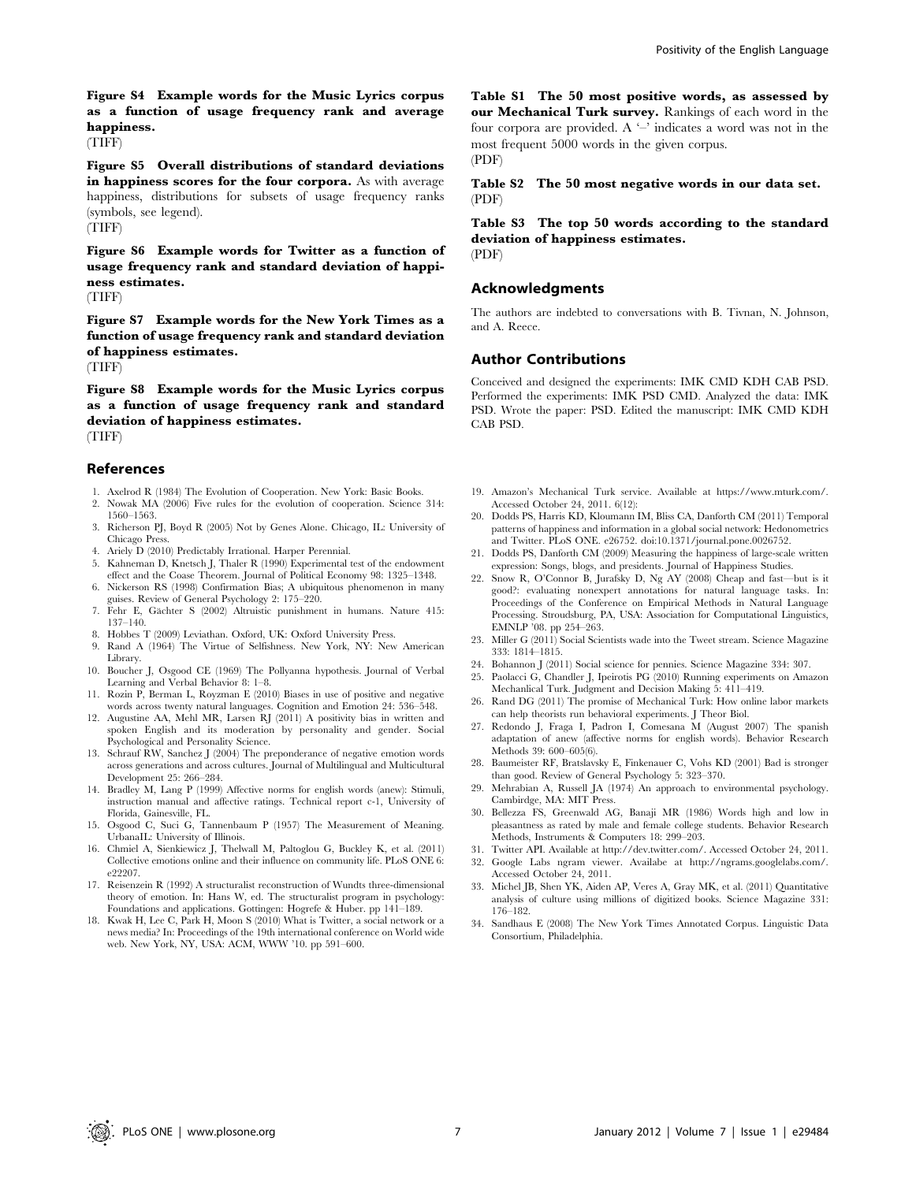**Figure S4 Example words for the Music Lyrics corpus as a function of usage frequency rank and average happiness.**
(TIFF)

**Figure S5 Overall distributions of standard deviations in happiness scores for the four corpora.** As with average happiness, distributions for subsets of usage frequency ranks (symbols, see legend).
(TIFF)

**Figure S6 Example words for Twitter as a function of usage frequency rank and standard deviation of happiness estimates.**
(TIFF)

**Figure S7 Example words for the New York Times as a function of usage frequency rank and standard deviation of happiness estimates.**
(TIFF)

**Figure S8 Example words for the Music Lyrics corpus as a function of usage frequency rank and standard deviation of happiness estimates.**
(TIFF)

**Table S1 The 50 most positive words, as assessed by our Mechanical Turk survey.** Rankings of each word in the four corpora are provided. A '–' indicates a word was not in the most frequent 5000 words in the given corpus.
(PDF)

**Table S2 The 50 most negative words in our data set.**
(PDF)

**Table S3 The top 50 words according to the standard deviation of happiness estimates.**
(PDF)

## Acknowledgments

The authors are indebted to conversations with B. Tivnan, N. Johnson, and A. Reece.

## Author Contributions

Conceived and designed the experiments: IMK CMD KDH CAB PSD. Performed the experiments: IMK PSD CMD. Analyzed the data: IMK PSD. Wrote the paper: PSD. Edited the manuscript: IMK CMD KDH CAB PSD.

## References

1. Axelrod R (1984) The Evolution of Cooperation. New York: Basic Books.
2. Nowak MA (2006) Five rules for the evolution of cooperation. Science 314: 1560–1563.
3. Richerson PJ, Boyd R (2005) Not by Genes Alone. Chicago, IL: University of Chicago Press.
4. Ariely D (2010) Predictably Irrational. Harper Perennial.
5. Kahneman D, Knetsch J, Thaler R (1990) Experimental test of the endowment effect and the Coase Theorem. Journal of Political Economy 98: 1325–1348.
6. Nickerson RS (1998) Confirmation Bias; A ubiquitous phenomenon in many guises. Review of General Psychology 2: 175–220.
7. Fehr E, Gächter S (2002) Altruistic punishment in humans. Nature 415: 137–140.
8. Hobbes T (2009) Leviathan. Oxford, UK: Oxford University Press.
9. Rand A (1964) The Virtue of Selfishness. New York, NY: New American Library.
10. Boucher J, Osgood CE (1969) The Pollyanna hypothesis. Journal of Verbal Learning and Verbal Behavior 8: 1–8.
11. Rozin P, Berman L, Royzman E (2010) Biases in use of positive and negative words across twenty natural languages. Cognition and Emotion 24: 536–548.
12. Augustine AA, Mehl MR, Larsen RJ (2011) A positivity bias in written and spoken English and its moderation by personality and gender. Social Psychological and Personality Science.
13. Schrauf RW, Sanchez J (2004) The preponderance of negative emotion words across generations and across cultures. Journal of Multilingual and Multicultural Development 25: 266–284.
14. Bradley M, Lang P (1999) Affective norms for english words (anew): Stimuli, instruction manual and affective ratings. Technical report c-1, University of Florida, Gainesville, FL.
15. Osgood C, Suci G, Tannenbaum P (1957) The Measurement of Meaning. UrbanaIL: University of Illinois.
16. Chmiel A, Sienkiewicz J, Thelwall M, Paltoglou G, Buckley K, et al. (2011) Collective emotions online and their influence on community life. PLoS ONE 6: e22207.
17. Reisenzein R (1992) A structuralist reconstruction of Wundts three-dimensional theory of emotion. In: Hans W, ed. The structuralist program in psychology: Foundations and applications. Gottingen: Hogrefe & Huber. pp 141–189.
18. Kwak H, Lee C, Park H, Moon S (2010) What is Twitter, a social network or a news media? In: Proceedings of the 19th international conference on World wide web. New York, NY, USA: ACM, WWW '10. pp 591–600.
19. Amazon's Mechanical Turk service. Available at https://www.mturk.com/. Accessed October 24, 2011. 6(12):
20. Dodds PS, Harris KD, Kloumann IM, Bliss CA, Danforth CM (2011) Temporal patterns of happiness and information in a global social network: Hedonometrics and Twitter. PLoS ONE. e26752. doi:10.1371/journal.pone.0026752.
21. Dodds PS, Danforth CM (2009) Measuring the happiness of large-scale written expression: Songs, blogs, and presidents. Journal of Happiness Studies.
22. Snow R, O'Connor B, Jurafsky D, Ng AY (2008) Cheap and fast—but is it good?: evaluating nonexpert annotations for natural language tasks. In: Proceedings of the Conference on Empirical Methods in Natural Language Processing. Stroudsburg, PA, USA: Association for Computational Linguistics, EMNLP '08. pp 254–263.
23. Miller G (2011) Social Scientists wade into the Tweet stream. Science Magazine 333: 1814–1815.
24. Bohannon J (2011) Social science for pennies. Science Magazine 334: 307.
25. Paolacci G, Chandler J, Ipeirotis PG (2010) Running experiments on Amazon Mechanlical Turk. Judgment and Decision Making 5: 411–419.
26. Rand DG (2011) The promise of Mechanical Turk: How online labor markets can help theorists run behavioral experiments. J Theor Biol.
27. Redondo J, Fraga I, Padron I, Comesana M (August 2007) The spanish adaptation of anew (affective norms for english words). Behavior Research Methods 39: 600–605(6).
28. Baumeister RF, Bratslavsky E, Finkenauer C, Vohs KD (2001) Bad is stronger than good. Review of General Psychology 5: 323–370.
29. Mehrabian A, Russell JA (1974) An approach to environmental psychology. Cambirdge, MA: MIT Press.
30. Bellezza FS, Greenwald AG, Banaji MR (1986) Words high and low in pleasantness as rated by male and female college students. Behavior Research Methods, Instruments & Computers 18: 299–203.
31. Twitter API. Available at http://dev.twitter.com/. Accessed October 24, 2011.
32. Google Labs ngram viewer. Availabe at http://ngrams.googlelabs.com/. Accessed October 24, 2011.
33. Michel JB, Shen YK, Aiden AP, Veres A, Gray MK, et al. (2011) Quantitative analysis of culture using millions of digitized books. Science Magazine 331: 176–182.
34. Sandhaus E (2008) The New York Times Annotated Corpus. Linguistic Data Consortium, Philadelphia.